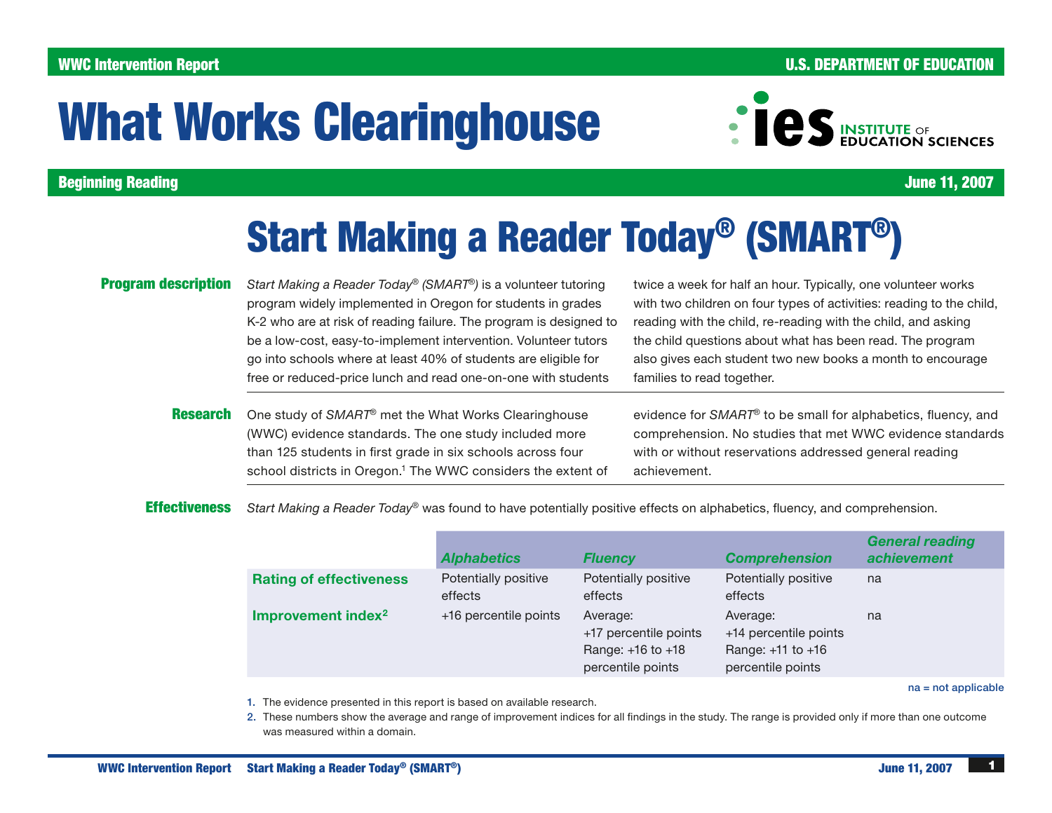WWC Intervention Report | U.S. DEPARTMENT OF EDUCATION

# What Works Clearinghouse

**Beginning Reading** | **June 11, 2007**

# Start Making a Reader Today® (SMART®)

## Program description

*Start Making a Reader Today® (SMART®)* is a volunteer tutoring program widely implemented in Oregon for students in grades K-2 who are at risk of reading failure. The program is designed to be a low-cost, easy-to-implement intervention. Volunteer tutors go into schools where at least 40% of students are eligible for free or reduced-price lunch and read one-on-one with students twice a week for half an hour. Typically, one volunteer works with two children on four types of activities: reading to the child, reading with the child, re-reading with the child, and asking the child questions about what has been read. The program also gives each student two new books a month to encourage families to read together.

## Research

One study of *SMART®* met the What Works Clearinghouse (WWC) evidence standards. The one study included more than 125 students in first grade in six schools across four school districts in Oregon.[1] The WWC considers the extent of evidence for *SMART®* to be small for alphabetics, fluency, and comprehension. No studies that met WWC evidence standards with or without reservations addressed general reading achievement.

## Effectiveness

*Start Making a Reader Today®* was found to have potentially positive effects on alphabetics, fluency, and comprehension.

| | *Alphabetics* | *Fluency* | *Comprehension* | *General reading achievement* |
|---|---|---|---|---|
| **Rating of effectiveness** | Potentially positive effects | Potentially positive effects | Potentially positive effects | na |
| **Improvement index[2]** | +16 percentile points | Average: +17 percentile points Range: +16 to +18 percentile points | Average: +14 percentile points Range: +11 to +16 percentile points | na |

na = not applicable

1. The evidence presented in this report is based on available research.
2. These numbers show the average and range of improvement indices for all findings in the study. The range is provided only if more than one outcome was measured within a domain.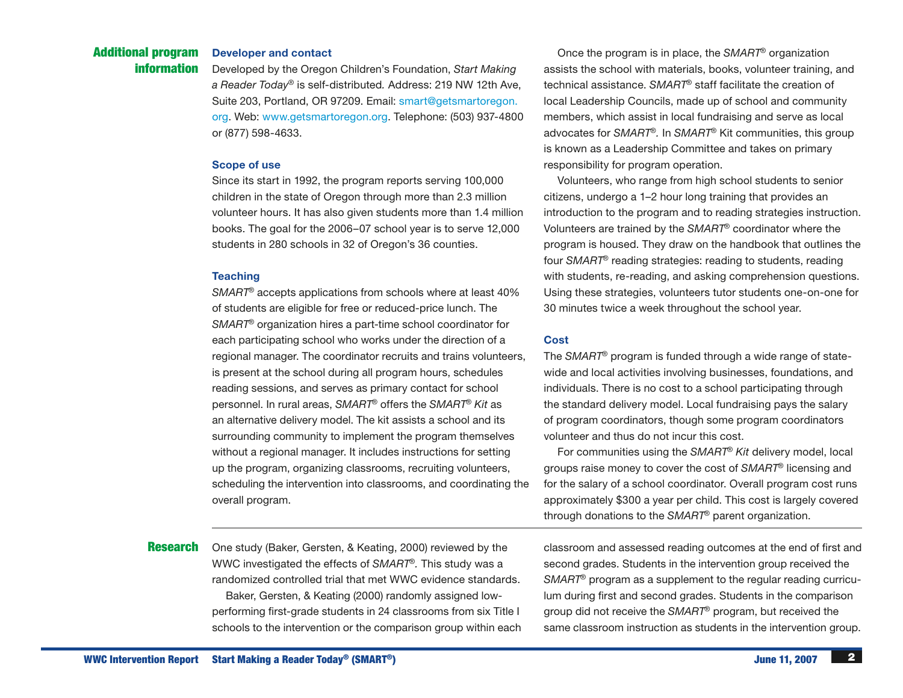## Additional program information

### Developer and contact

Developed by the Oregon Children's Foundation, *Start Making a Reader Today*® is self-distributed. Address: 219 NW 12th Ave, Suite 203, Portland, OR 97209. Email: smart@getsmartoregon.org. Web: www.getsmartoregon.org. Telephone: (503) 937-4800 or (877) 598-4633.

### Scope of use

Since its start in 1992, the program reports serving 100,000 children in the state of Oregon through more than 2.3 million volunteer hours. It has also given students more than 1.4 million books. The goal for the 2006–07 school year is to serve 12,000 students in 280 schools in 32 of Oregon's 36 counties.

### Teaching

*SMART*® accepts applications from schools where at least 40% of students are eligible for free or reduced-price lunch. The *SMART*® organization hires a part-time school coordinator for each participating school who works under the direction of a regional manager. The coordinator recruits and trains volunteers, is present at the school during all program hours, schedules reading sessions, and serves as primary contact for school personnel. In rural areas, *SMART*® offers the *SMART® Kit* as an alternative delivery model. The kit assists a school and its surrounding community to implement the program themselves without a regional manager. It includes instructions for setting up the program, organizing classrooms, recruiting volunteers, scheduling the intervention into classrooms, and coordinating the overall program.

Once the program is in place, the *SMART*® organization assists the school with materials, books, volunteer training, and technical assistance. *SMART*® staff facilitate the creation of local Leadership Councils, made up of school and community members, which assist in local fundraising and serve as local advocates for *SMART*®. In *SMART*® Kit communities, this group is known as a Leadership Committee and takes on primary responsibility for program operation.

Volunteers, who range from high school students to senior citizens, undergo a 1–2 hour long training that provides an introduction to the program and to reading strategies instruction. Volunteers are trained by the *SMART*® coordinator where the program is housed. They draw on the handbook that outlines the four *SMART*® reading strategies: reading to students, reading with students, re-reading, and asking comprehension questions. Using these strategies, volunteers tutor students one-on-one for 30 minutes twice a week throughout the school year.

### Cost

The *SMART*® program is funded through a wide range of statewide and local activities involving businesses, foundations, and individuals. There is no cost to a school participating through the standard delivery model. Local fundraising pays the salary of program coordinators, though some program coordinators volunteer and thus do not incur this cost.

For communities using the *SMART® Kit* delivery model, local groups raise money to cover the cost of *SMART*® licensing and for the salary of a school coordinator. Overall program cost runs approximately $300 a year per child. This cost is largely covered through donations to the *SMART*® parent organization.

## Research

One study (Baker, Gersten, & Keating, 2000) reviewed by the WWC investigated the effects of *SMART*®. This study was a randomized controlled trial that met WWC evidence standards.

Baker, Gersten, & Keating (2000) randomly assigned low-performing first-grade students in 24 classrooms from six Title I schools to the intervention or the comparison group within each classroom and assessed reading outcomes at the end of first and second grades. Students in the intervention group received the *SMART*® program as a supplement to the regular reading curriculum during first and second grades. Students in the comparison group did not receive the *SMART*® program, but received the same classroom instruction as students in the intervention group.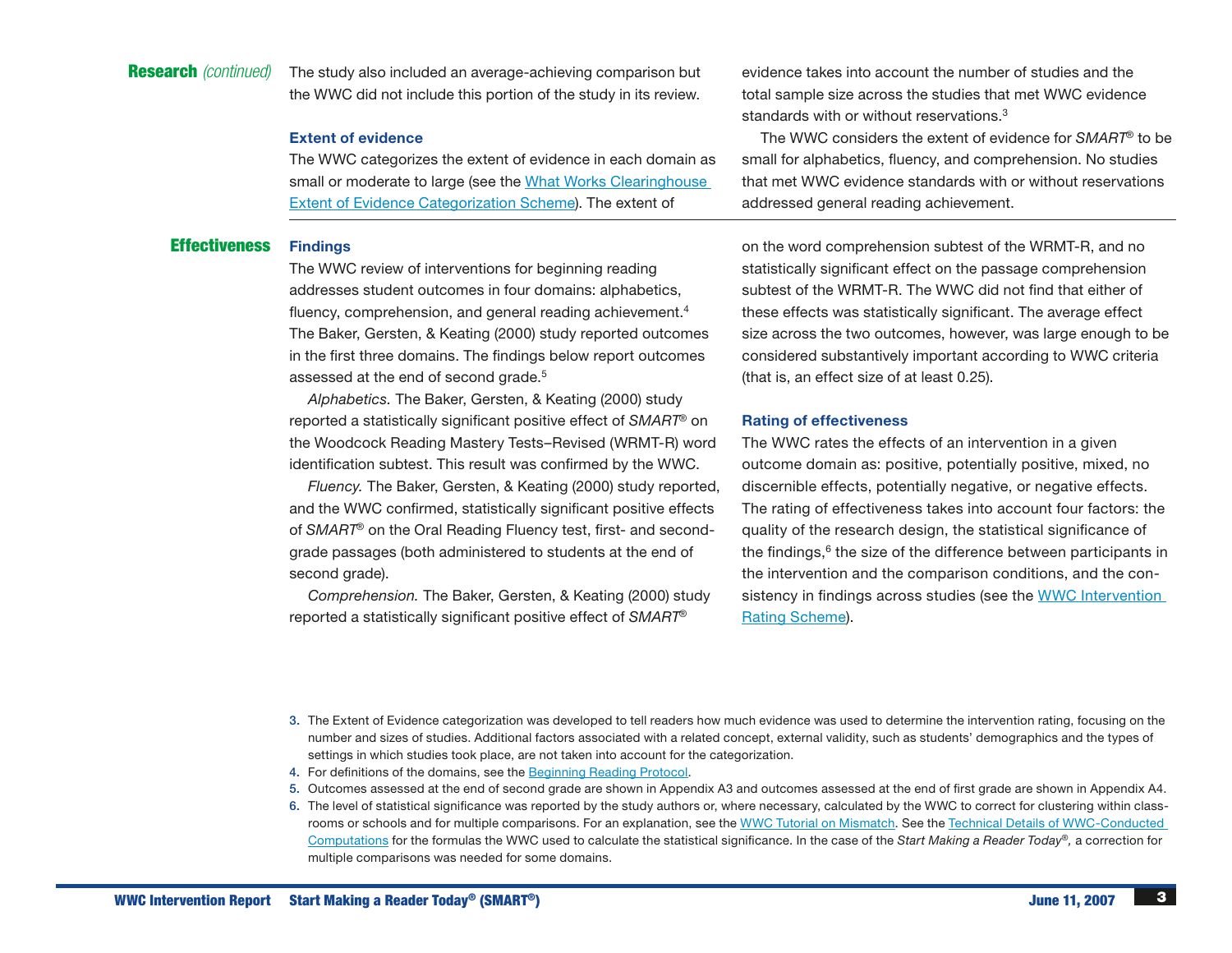## Research (continued)

The study also included an average-achieving comparison but the WWC did not include this portion of the study in its review.

### Extent of evidence

The WWC categorizes the extent of evidence in each domain as small or moderate to large (see the What Works Clearinghouse Extent of Evidence Categorization Scheme). The extent of evidence takes into account the number of studies and the total sample size across the studies that met WWC evidence standards with or without reservations.[3]

The WWC considers the extent of evidence for *SMART*® to be small for alphabetics, fluency, and comprehension. No studies that met WWC evidence standards with or without reservations addressed general reading achievement.

## Effectiveness

### Findings

The WWC review of interventions for beginning reading addresses student outcomes in four domains: alphabetics, fluency, comprehension, and general reading achievement.[4] The Baker, Gersten, & Keating (2000) study reported outcomes in the first three domains. The findings below report outcomes assessed at the end of second grade.[5]

*Alphabetics*. The Baker, Gersten, & Keating (2000) study reported a statistically significant positive effect of *SMART*® on the Woodcock Reading Mastery Tests–Revised (WRMT-R) word identification subtest. This result was confirmed by the WWC.

*Fluency*. The Baker, Gersten, & Keating (2000) study reported, and the WWC confirmed, statistically significant positive effects of *SMART*® on the Oral Reading Fluency test, first- and second-grade passages (both administered to students at the end of second grade).

*Comprehension*. The Baker, Gersten, & Keating (2000) study reported a statistically significant positive effect of *SMART*® on the word comprehension subtest of the WRMT-R, and no statistically significant effect on the passage comprehension subtest of the WRMT-R. The WWC did not find that either of these effects was statistically significant. The average effect size across the two outcomes, however, was large enough to be considered substantively important according to WWC criteria (that is, an effect size of at least 0.25).

### Rating of effectiveness

The WWC rates the effects of an intervention in a given outcome domain as: positive, potentially positive, mixed, no discernible effects, potentially negative, or negative effects. The rating of effectiveness takes into account four factors: the quality of the research design, the statistical significance of the findings,[6] the size of the difference between participants in the intervention and the comparison conditions, and the consistency in findings across studies (see the WWC Intervention Rating Scheme).

---

3. The Extent of Evidence categorization was developed to tell readers how much evidence was used to determine the intervention rating, focusing on the number and sizes of studies. Additional factors associated with a related concept, external validity, such as students' demographics and the types of settings in which studies took place, are not taken into account for the categorization.
4. For definitions of the domains, see the Beginning Reading Protocol.
5. Outcomes assessed at the end of second grade are shown in Appendix A3 and outcomes assessed at the end of first grade are shown in Appendix A4.
6. The level of statistical significance was reported by the study authors or, where necessary, calculated by the WWC to correct for clustering within classrooms or schools and for multiple comparisons. For an explanation, see the WWC Tutorial on Mismatch. See the Technical Details of WWC-Conducted Computations for the formulas the WWC used to calculate the statistical significance. In the case of the *Start Making a Reader Today*®, a correction for multiple comparisons was needed for some domains.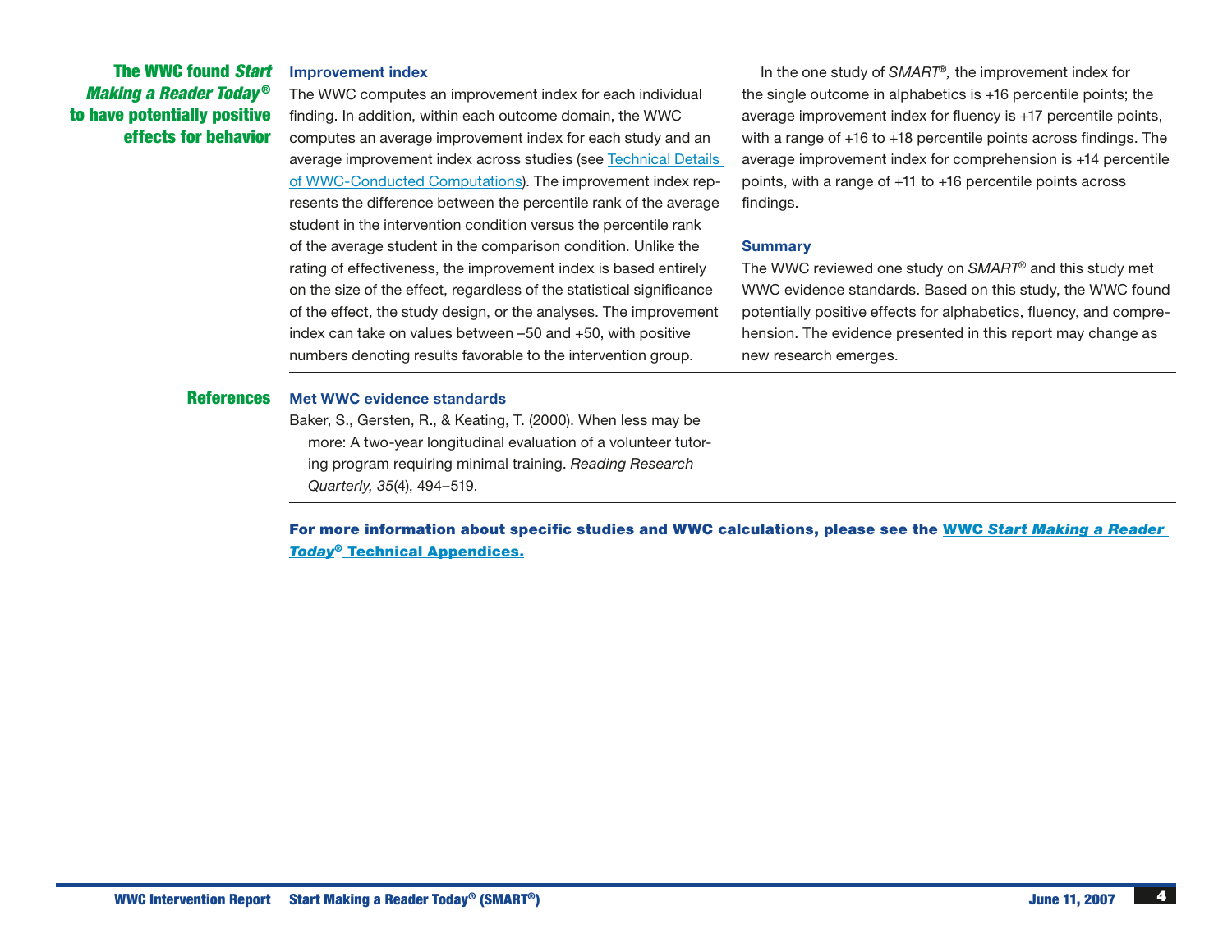**The WWC found *Start Making a Reader Today®* to have potentially positive effects for behavior**

### Improvement index

The WWC computes an improvement index for each individual finding. In addition, within each outcome domain, the WWC computes an average improvement index for each study and an average improvement index across studies (see Technical Details of WWC-Conducted Computations). The improvement index represents the difference between the percentile rank of the average student in the intervention condition versus the percentile rank of the average student in the comparison condition. Unlike the rating of effectiveness, the improvement index is based entirely on the size of the effect, regardless of the statistical significance of the effect, the study design, or the analyses. The improvement index can take on values between –50 and +50, with positive numbers denoting results favorable to the intervention group.

In the one study of *SMART®*, the improvement index for the single outcome in alphabetics is +16 percentile points; the average improvement index for fluency is +17 percentile points, with a range of +16 to +18 percentile points across findings. The average improvement index for comprehension is +14 percentile points, with a range of +11 to +16 percentile points across findings.

### Summary

The WWC reviewed one study on *SMART®* and this study met WWC evidence standards. Based on this study, the WWC found potentially positive effects for alphabetics, fluency, and comprehension. The evidence presented in this report may change as new research emerges.

## References

### Met WWC evidence standards

Baker, S., Gersten, R., & Keating, T. (2000). When less may be more: A two-year longitudinal evaluation of a volunteer tutoring program requiring minimal training. *Reading Research Quarterly, 35*(4), 494–519.

**For more information about specific studies and WWC calculations, please see the WWC *Start Making a Reader Today®* Technical Appendices.**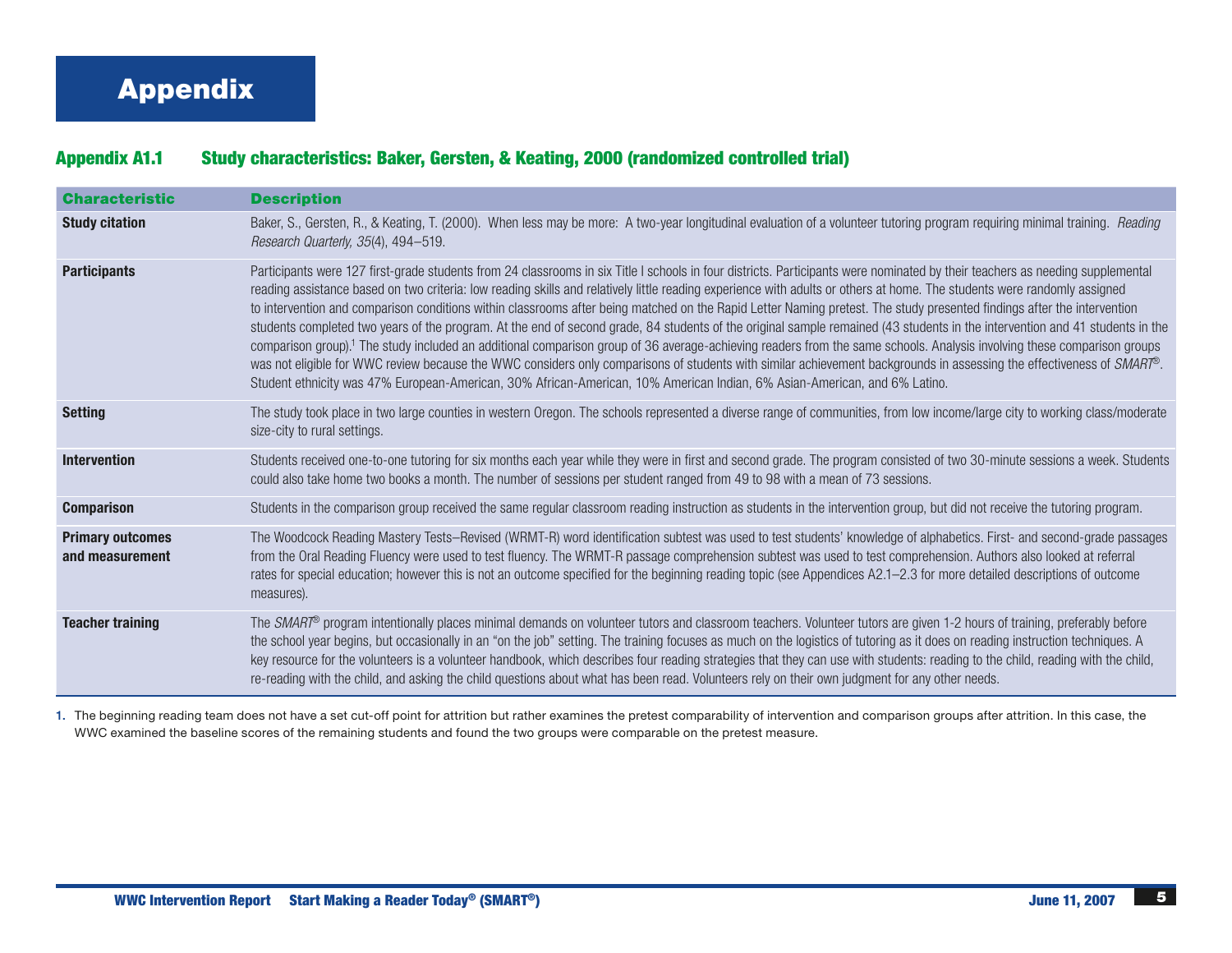# Appendix

## Appendix A1.1 Study characteristics: Baker, Gersten, & Keating, 2000 (randomized controlled trial)

| Characteristic | Description |
|---|---|
| **Study citation** | Baker, S., Gersten, R., & Keating, T. (2000). When less may be more: A two-year longitudinal evaluation of a volunteer tutoring program requiring minimal training. *Reading Research Quarterly, 35*(4), 494–519. |
| **Participants** | Participants were 127 first-grade students from 24 classrooms in six Title I schools in four districts. Participants were nominated by their teachers as needing supplemental reading assistance based on two criteria: low reading skills and relatively little reading experience with adults or others at home. The students were randomly assigned to intervention and comparison conditions within classrooms after being matched on the Rapid Letter Naming pretest. The study presented findings after the intervention students completed two years of the program. At the end of second grade, 84 students of the original sample remained (43 students in the intervention and 41 students in the comparison group).[1] The study included an additional comparison group of 36 average-achieving readers from the same schools. Analysis involving these comparison groups was not eligible for WWC review because the WWC considers only comparisons of students with similar achievement backgrounds in assessing the effectiveness of *SMART*®. Student ethnicity was 47% European-American, 30% African-American, 10% American Indian, 6% Asian-American, and 6% Latino. |
| **Setting** | The study took place in two large counties in western Oregon. The schools represented a diverse range of communities, from low income/large city to working class/moderate size-city to rural settings. |
| **Intervention** | Students received one-to-one tutoring for six months each year while they were in first and second grade. The program consisted of two 30-minute sessions a week. Students could also take home two books a month. The number of sessions per student ranged from 49 to 98 with a mean of 73 sessions. |
| **Comparison** | Students in the comparison group received the same regular classroom reading instruction as students in the intervention group, but did not receive the tutoring program. |
| **Primary outcomes and measurement** | The Woodcock Reading Mastery Tests–Revised (WRMT-R) word identification subtest was used to test students' knowledge of alphabetics. First- and second-grade passages from the Oral Reading Fluency were used to test fluency. The WRMT-R passage comprehension subtest was used to test comprehension. Authors also looked at referral rates for special education; however this is not an outcome specified for the beginning reading topic (see Appendices A2.1–2.3 for more detailed descriptions of outcome measures). |
| **Teacher training** | The *SMART*® program intentionally places minimal demands on volunteer tutors and classroom teachers. Volunteer tutors are given 1-2 hours of training, preferably before the school year begins, but occasionally in an "on the job" setting. The training focuses as much on the logistics of tutoring as it does on reading instruction techniques. A key resource for the volunteers is a volunteer handbook, which describes four reading strategies that they can use with students: reading to the child, reading with the child, re-reading with the child, and asking the child questions about what has been read. Volunteers rely on their own judgment for any other needs. |

1. The beginning reading team does not have a set cut-off point for attrition but rather examines the pretest comparability of intervention and comparison groups after attrition. In this case, the WWC examined the baseline scores of the remaining students and found the two groups were comparable on the pretest measure.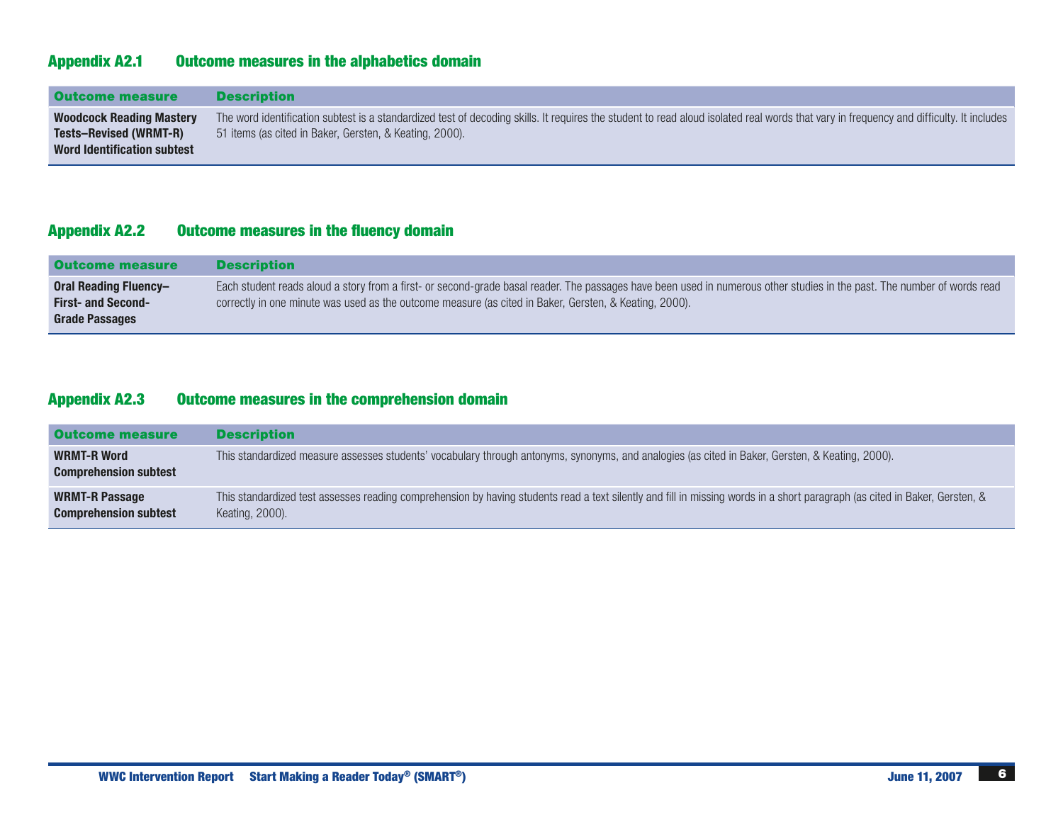## Appendix A2.1 Outcome measures in the alphabetics domain

| Outcome measure | Description |
|---|---|
| **Woodcock Reading Mastery Tests–Revised (WRMT-R) Word Identification subtest** | The word identification subtest is a standardized test of decoding skills. It requires the student to read aloud isolated real words that vary in frequency and difficulty. It includes 51 items (as cited in Baker, Gersten, & Keating, 2000). |

## Appendix A2.2 Outcome measures in the fluency domain

| Outcome measure | Description |
|---|---|
| **Oral Reading Fluency–First- and Second-Grade Passages** | Each student reads aloud a story from a first- or second-grade basal reader. The passages have been used in numerous other studies in the past. The number of words read correctly in one minute was used as the outcome measure (as cited in Baker, Gersten, & Keating, 2000). |

## Appendix A2.3 Outcome measures in the comprehension domain

| Outcome measure | Description |
|---|---|
| **WRMT-R Word Comprehension subtest** | This standardized measure assesses students' vocabulary through antonyms, synonyms, and analogies (as cited in Baker, Gersten, & Keating, 2000). |
| **WRMT-R Passage Comprehension subtest** | This standardized test assesses reading comprehension by having students read a text silently and fill in missing words in a short paragraph (as cited in Baker, Gersten, & Keating, 2000). |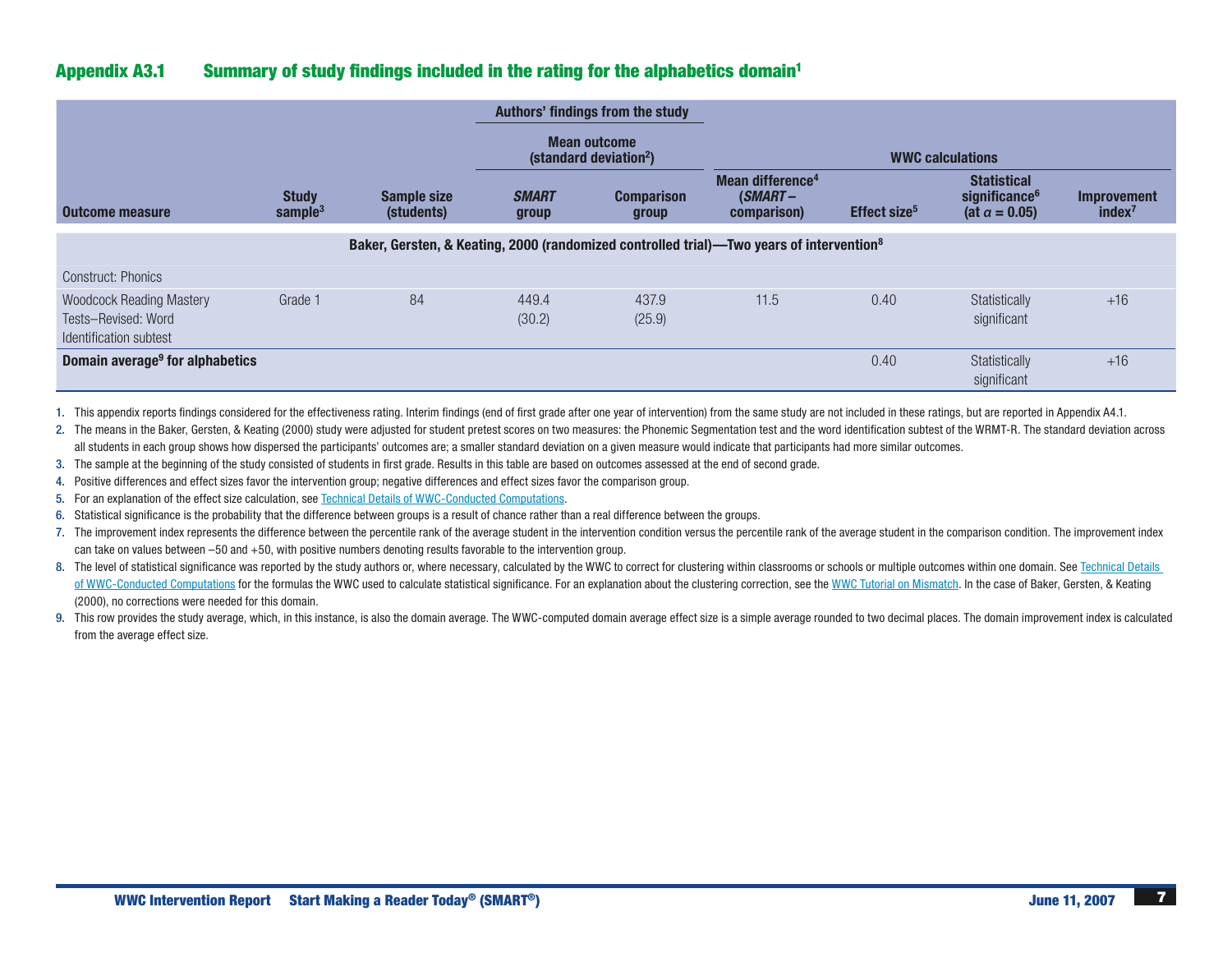## Appendix A3.1 Summary of study findings included in the rating for the alphabetics domain[1]

| | | | Authors' findings from the study | | WWC calculations | | | |
|---|---|---|---|---|---|---|---|---|
| | | | Mean outcome (standard deviation[2]) | | | | | |
| Outcome measure | Study sample[3] | Sample size (students) | *SMART* group | Comparison group | Mean difference[4] (*SMART* – comparison) | Effect size[5] | Statistical significance[6] (at α = 0.05) | Improvement index[7] |
| **Baker, Gersten, & Keating, 2000 (randomized controlled trial)—Two years of intervention[8]** | | | | | | | | |
| Construct: Phonics | | | | | | | | |
| Woodcock Reading Mastery Tests–Revised: Word Identification subtest | Grade 1 | 84 | 449.4 (30.2) | 437.9 (25.9) | 11.5 | 0.40 | Statistically significant | +16 |
| **Domain average[9] for alphabetics** | | | | | | 0.40 | Statistically significant | +16 |

1. This appendix reports findings considered for the effectiveness rating. Interim findings (end of first grade after one year of intervention) from the same study are not included in these ratings, but are reported in Appendix A4.1.
2. The means in the Baker, Gersten, & Keating (2000) study were adjusted for student pretest scores on two measures: the Phonemic Segmentation test and the word identification subtest of the WRMT-R. The standard deviation across all students in each group shows how dispersed the participants' outcomes are; a smaller standard deviation on a given measure would indicate that participants had more similar outcomes.
3. The sample at the beginning of the study consisted of students in first grade. Results in this table are based on outcomes assessed at the end of second grade.
4. Positive differences and effect sizes favor the intervention group; negative differences and effect sizes favor the comparison group.
5. For an explanation of the effect size calculation, see Technical Details of WWC-Conducted Computations.
6. Statistical significance is the probability that the difference between groups is a result of chance rather than a real difference between the groups.
7. The improvement index represents the difference between the percentile rank of the average student in the intervention condition versus the percentile rank of the average student in the comparison condition. The improvement index can take on values between –50 and +50, with positive numbers denoting results favorable to the intervention group.
8. The level of statistical significance was reported by the study authors or, where necessary, calculated by the WWC to correct for clustering within classrooms or schools or multiple outcomes within one domain. See Technical Details of WWC-Conducted Computations for the formulas the WWC used to calculate statistical significance. For an explanation about the clustering correction, see the WWC Tutorial on Mismatch. In the case of Baker, Gersten, & Keating (2000), no corrections were needed for this domain.
9. This row provides the study average, which, in this instance, is also the domain average. The WWC-computed domain average effect size is a simple average rounded to two decimal places. The domain improvement index is calculated from the average effect size.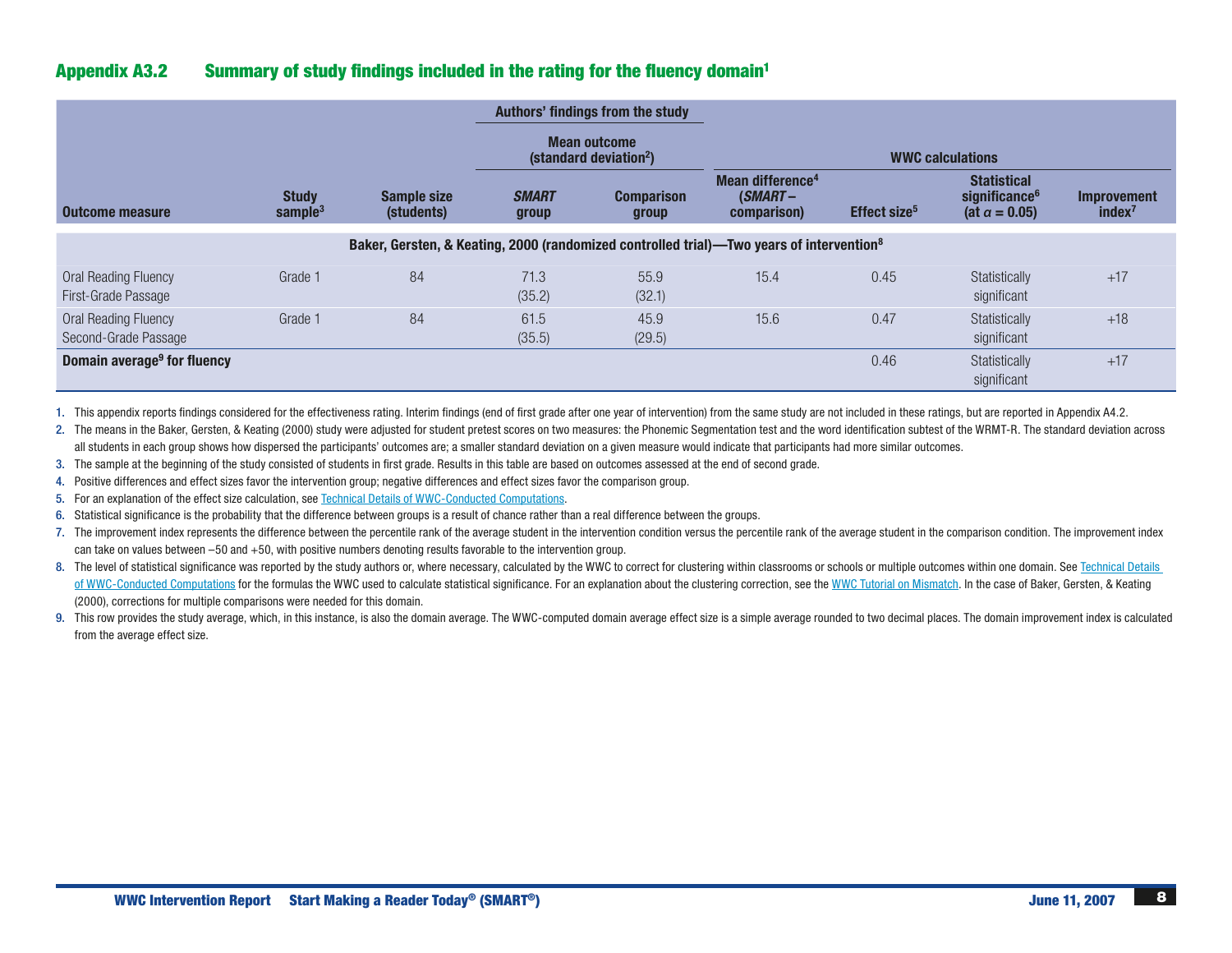## Appendix A3.2 Summary of study findings included in the rating for the fluency domain[1]

| Outcome measure | Study sample[3] | Sample size (students) | Authors' findings from the study: Mean outcome (standard deviation[2]) | | WWC calculations | | | |
|---|---|---|---|---|---|---|---|---|
| | | | *SMART* group | Comparison group | Mean difference[4] (*SMART* – comparison) | Effect size[5] | Statistical significance[6] (at α = 0.05) | Improvement index[7] |
| **Baker, Gersten, & Keating, 2000 (randomized controlled trial)—Two years of intervention[8]** | | | | | | | | |
| Oral Reading Fluency First-Grade Passage | Grade 1 | 84 | 71.3 (35.2) | 55.9 (32.1) | 15.4 | 0.45 | Statistically significant | +17 |
| Oral Reading Fluency Second-Grade Passage | Grade 1 | 84 | 61.5 (35.5) | 45.9 (29.5) | 15.6 | 0.47 | Statistically significant | +18 |
| **Domain average[9] for fluency** | | | | | | 0.46 | Statistically significant | +17 |

1. This appendix reports findings considered for the effectiveness rating. Interim findings (end of first grade after one year of intervention) from the same study are not included in these ratings, but are reported in Appendix A4.2.
2. The means in the Baker, Gersten, & Keating (2000) study were adjusted for student pretest scores on two measures: the Phonemic Segmentation test and the word identification subtest of the WRMT-R. The standard deviation across all students in each group shows how dispersed the participants' outcomes are; a smaller standard deviation on a given measure would indicate that participants had more similar outcomes.
3. The sample at the beginning of the study consisted of students in first grade. Results in this table are based on outcomes assessed at the end of second grade.
4. Positive differences and effect sizes favor the intervention group; negative differences and effect sizes favor the comparison group.
5. For an explanation of the effect size calculation, see Technical Details of WWC-Conducted Computations.
6. Statistical significance is the probability that the difference between groups is a result of chance rather than a real difference between the groups.
7. The improvement index represents the difference between the percentile rank of the average student in the intervention condition versus the percentile rank of the average student in the comparison condition. The improvement index can take on values between –50 and +50, with positive numbers denoting results favorable to the intervention group.
8. The level of statistical significance was reported by the study authors or, where necessary, calculated by the WWC to correct for clustering within classrooms or schools or multiple outcomes within one domain. See Technical Details of WWC-Conducted Computations for the formulas the WWC used to calculate statistical significance. For an explanation about the clustering correction, see the WWC Tutorial on Mismatch. In the case of Baker, Gersten, & Keating (2000), corrections for multiple comparisons were needed for this domain.
9. This row provides the study average, which, in this instance, is also the domain average. The WWC-computed domain average effect size is a simple average rounded to two decimal places. The domain improvement index is calculated from the average effect size.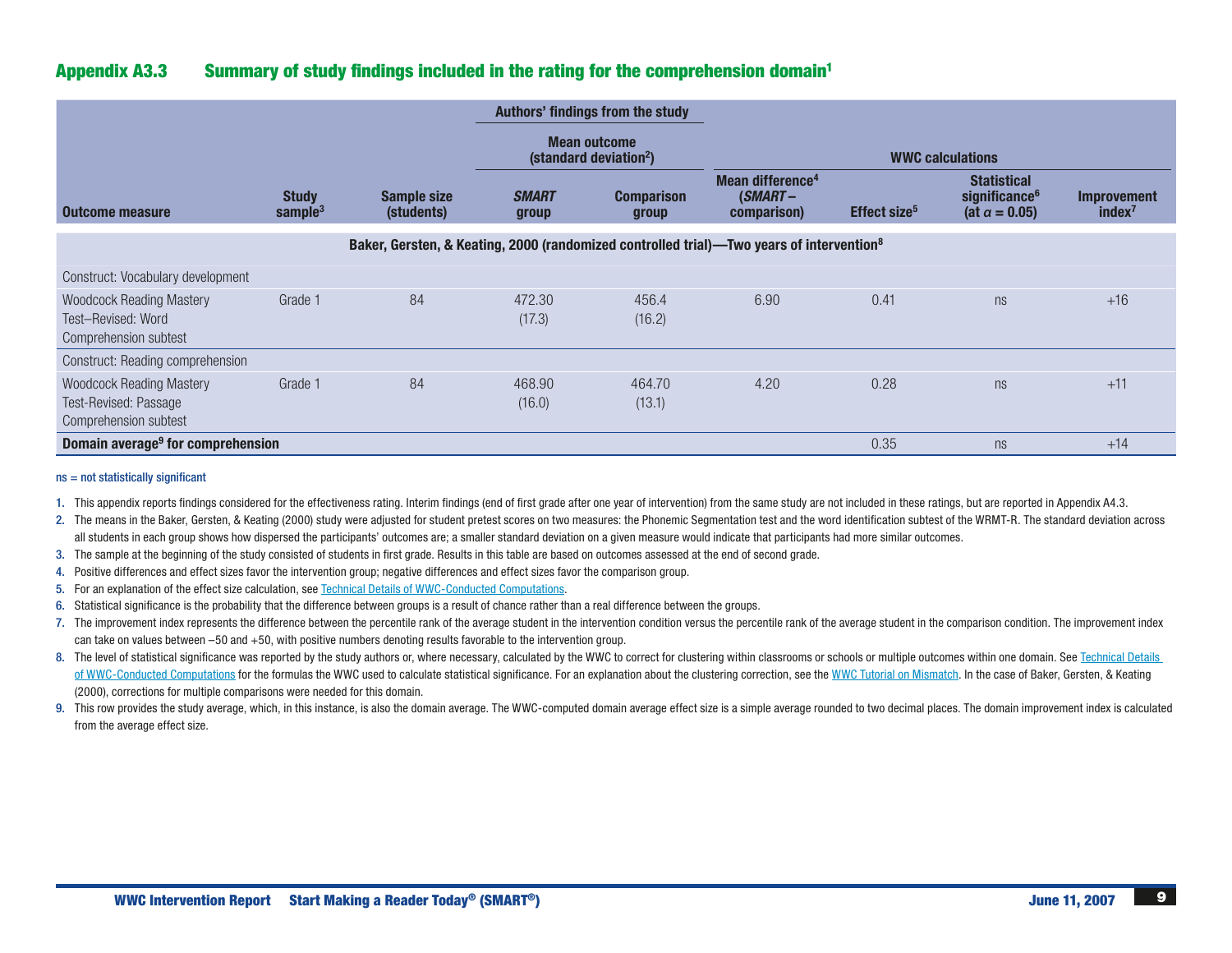## Appendix A3.3 Summary of study findings included in the rating for the comprehension domain[1]

| | | | Authors' findings from the study | | WWC calculations | | | |
|---|---|---|---|---|---|---|---|---|
| | | | Mean outcome (standard deviation[2]) | | | | | |
| Outcome measure | Study sample[3] | Sample size (students) | *SMART* group | Comparison group | Mean difference[4] (*SMART* – comparison) | Effect size[5] | Statistical significance[6] (at $\alpha = 0.05$) | Improvement index[7] |
| **Baker, Gersten, & Keating, 2000 (randomized controlled trial)—Two years of intervention[8]** | | | | | | | | |
| Construct: Vocabulary development | | | | | | | | |
| Woodcock Reading Mastery Test–Revised: Word Comprehension subtest | Grade 1 | 84 | 472.30 (17.3) | 456.4 (16.2) | 6.90 | 0.41 | ns | +16 |
| Construct: Reading comprehension | | | | | | | | |
| Woodcock Reading Mastery Test-Revised: Passage Comprehension subtest | Grade 1 | 84 | 468.90 (16.0) | 464.70 (13.1) | 4.20 | 0.28 | ns | +11 |
| **Domain average[9] for comprehension** | | | | | | 0.35 | ns | +14 |

ns = not statistically significant

1. This appendix reports findings considered for the effectiveness rating. Interim findings (end of first grade after one year of intervention) from the same study are not included in these ratings, but are reported in Appendix A4.3.
2. The means in the Baker, Gersten, & Keating (2000) study were adjusted for student pretest scores on two measures: the Phonemic Segmentation test and the word identification subtest of the WRMT-R. The standard deviation across all students in each group shows how dispersed the participants' outcomes are; a smaller standard deviation on a given measure would indicate that participants had more similar outcomes.
3. The sample at the beginning of the study consisted of students in first grade. Results in this table are based on outcomes assessed at the end of second grade.
4. Positive differences and effect sizes favor the intervention group; negative differences and effect sizes favor the comparison group.
5. For an explanation of the effect size calculation, see Technical Details of WWC-Conducted Computations.
6. Statistical significance is the probability that the difference between groups is a result of chance rather than a real difference between the groups.
7. The improvement index represents the difference between the percentile rank of the average student in the intervention condition versus the percentile rank of the average student in the comparison condition. The improvement index can take on values between –50 and +50, with positive numbers denoting results favorable to the intervention group.
8. The level of statistical significance was reported by the study authors or, where necessary, calculated by the WWC to correct for clustering within classrooms or schools or multiple outcomes within one domain. See Technical Details of WWC-Conducted Computations for the formulas the WWC used to calculate statistical significance. For an explanation about the clustering correction, see the WWC Tutorial on Mismatch. In the case of Baker, Gersten, & Keating (2000), corrections for multiple comparisons were needed for this domain.
9. This row provides the study average, which, in this instance, is also the domain average. The WWC-computed domain average effect size is a simple average rounded to two decimal places. The domain improvement index is calculated from the average effect size.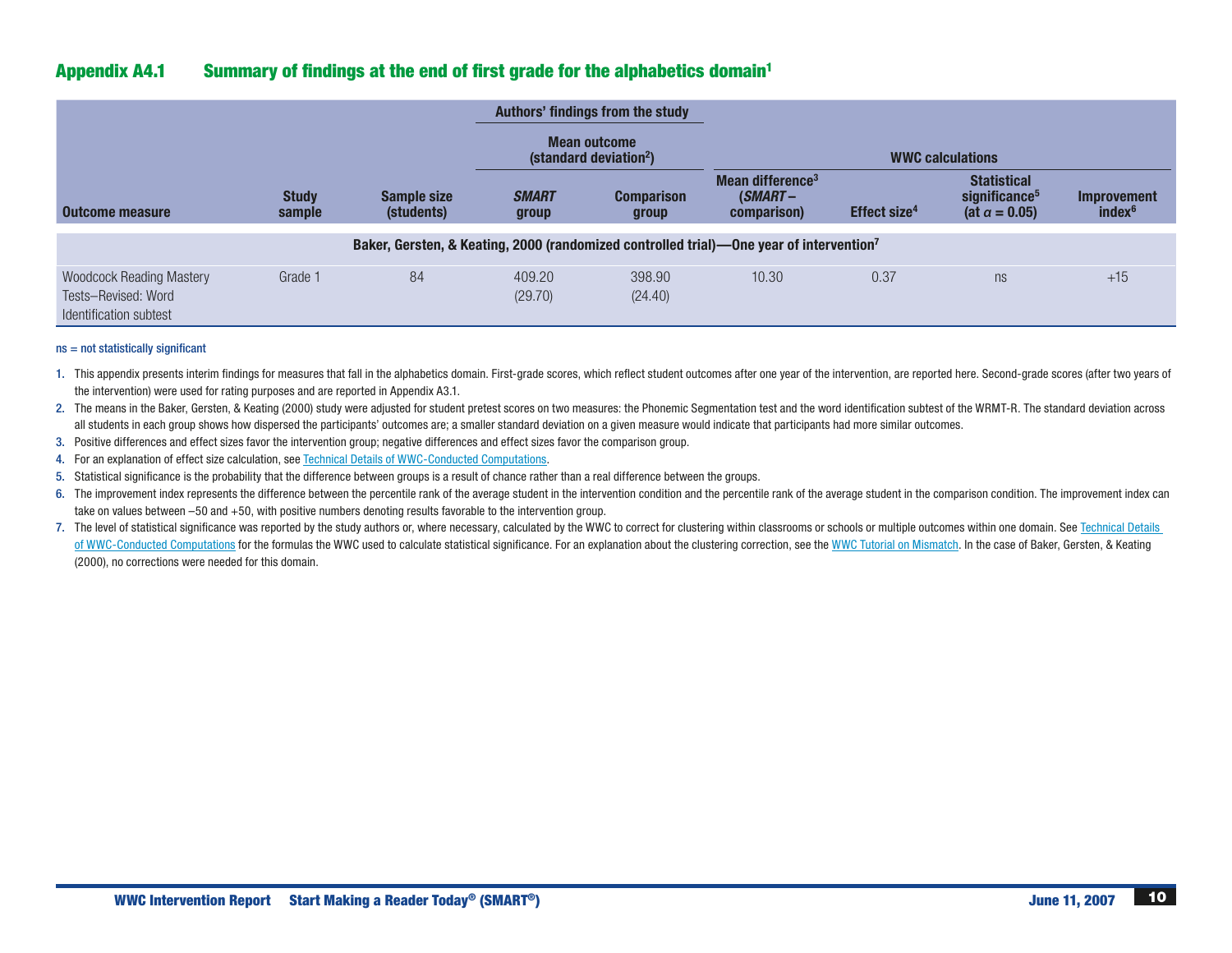## Appendix A4.1 Summary of findings at the end of first grade for the alphabetics domain[1]

| | | | Authors' findings from the study | | WWC calculations | | | |
|---|---|---|---|---|---|---|---|---|
| | | | Mean outcome (standard deviation[2]) | | | | | |
| Outcome measure | Study sample | Sample size (students) | *SMART* group | Comparison group | Mean difference[3] (*SMART* – comparison) | Effect size[4] | Statistical significance[5] (at $\alpha = 0.05$) | Improvement index[6] |
| **Baker, Gersten, & Keating, 2000 (randomized controlled trial)—One year of intervention[7]** | | | | | | | | |
| Woodcock Reading Mastery Tests–Revised: Word Identification subtest | Grade 1 | 84 | 409.20 (29.70) | 398.90 (24.40) | 10.30 | 0.37 | ns | +15 |

ns = not statistically significant

1. This appendix presents interim findings for measures that fall in the alphabetics domain. First-grade scores, which reflect student outcomes after one year of the intervention, are reported here. Second-grade scores (after two years of the intervention) were used for rating purposes and are reported in Appendix A3.1.
2. The means in the Baker, Gersten, & Keating (2000) study were adjusted for student pretest scores on two measures: the Phonemic Segmentation test and the word identification subtest of the WRMT-R. The standard deviation across all students in each group shows how dispersed the participants' outcomes are; a smaller standard deviation on a given measure would indicate that participants had more similar outcomes.
3. Positive differences and effect sizes favor the intervention group; negative differences and effect sizes favor the comparison group.
4. For an explanation of effect size calculation, see Technical Details of WWC-Conducted Computations.
5. Statistical significance is the probability that the difference between groups is a result of chance rather than a real difference between the groups.
6. The improvement index represents the difference between the percentile rank of the average student in the intervention condition and the percentile rank of the average student in the comparison condition. The improvement index can take on values between –50 and +50, with positive numbers denoting results favorable to the intervention group.
7. The level of statistical significance was reported by the study authors or, where necessary, calculated by the WWC to correct for clustering within classrooms or schools or multiple outcomes within one domain. See Technical Details of WWC-Conducted Computations for the formulas the WWC used to calculate statistical significance. For an explanation about the clustering correction, see the WWC Tutorial on Mismatch. In the case of Baker, Gersten, & Keating (2000), no corrections were needed for this domain.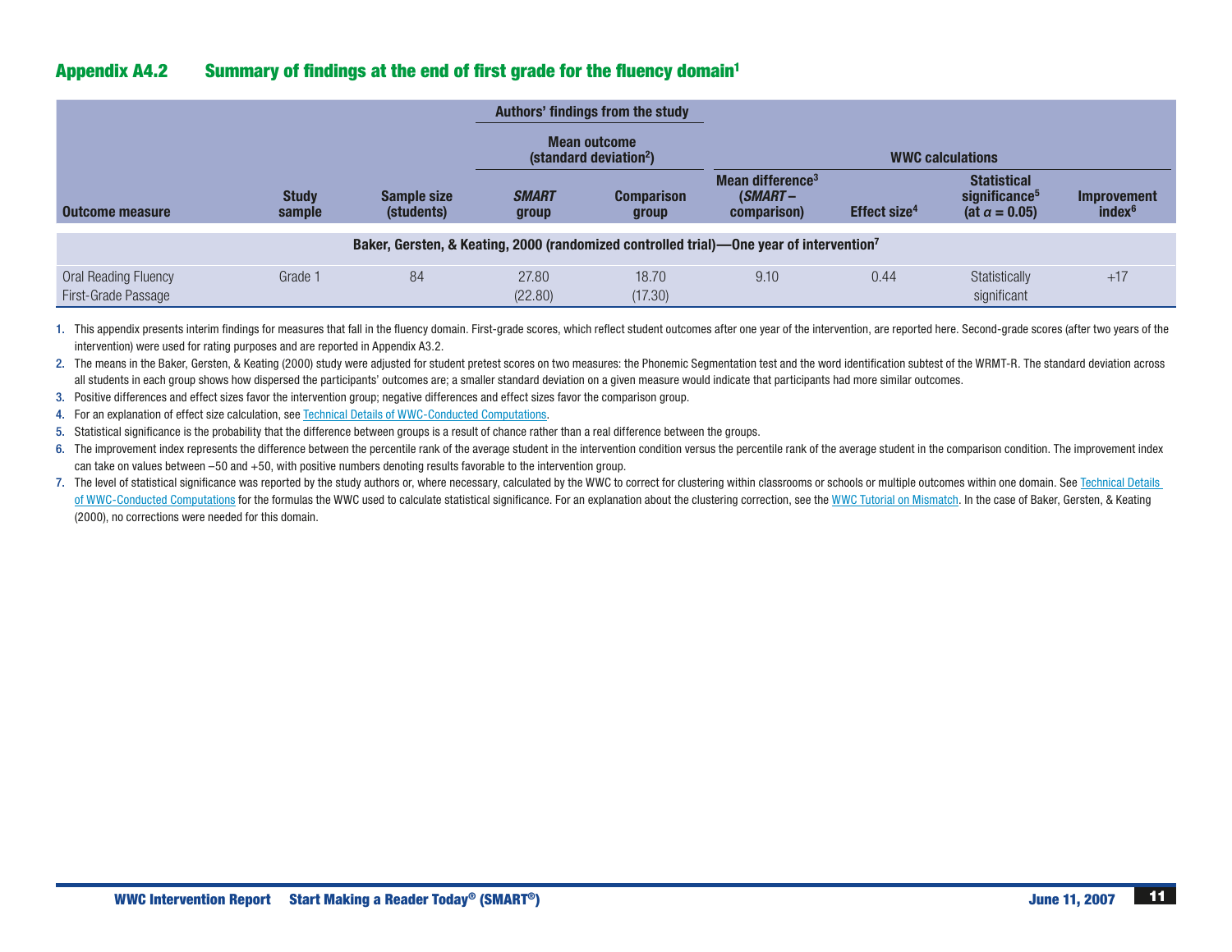## Appendix A4.2 Summary of findings at the end of first grade for the fluency domain[1]

| | | | Authors' findings from the study | | WWC calculations | | | |
|---|---|---|---|---|---|---|---|---|
| | | | Mean outcome (standard deviation[2]) | | | | | |
| Outcome measure | Study sample | Sample size (students) | *SMART* group | Comparison group | Mean difference[3] (*SMART* – comparison) | Effect size[4] | Statistical significance[5] (at $\alpha = 0.05$) | Improvement index[6] |
| **Baker, Gersten, & Keating, 2000 (randomized controlled trial)—One year of intervention[7]** | | | | | | | | |
| Oral Reading Fluency First-Grade Passage | Grade 1 | 84 | 27.80 (22.80) | 18.70 (17.30) | 9.10 | 0.44 | Statistically significant | +17 |

1. This appendix presents interim findings for measures that fall in the fluency domain. First-grade scores, which reflect student outcomes after one year of the intervention, are reported here. Second-grade scores (after two years of the intervention) were used for rating purposes and are reported in Appendix A3.2.
2. The means in the Baker, Gersten, & Keating (2000) study were adjusted for student pretest scores on two measures: the Phonemic Segmentation test and the word identification subtest of the WRMT-R. The standard deviation across all students in each group shows how dispersed the participants' outcomes are; a smaller standard deviation on a given measure would indicate that participants had more similar outcomes.
3. Positive differences and effect sizes favor the intervention group; negative differences and effect sizes favor the comparison group.
4. For an explanation of effect size calculation, see Technical Details of WWC-Conducted Computations.
5. Statistical significance is the probability that the difference between groups is a result of chance rather than a real difference between the groups.
6. The improvement index represents the difference between the percentile rank of the average student in the intervention condition versus the percentile rank of the average student in the comparison condition. The improvement index can take on values between –50 and +50, with positive numbers denoting results favorable to the intervention group.
7. The level of statistical significance was reported by the study authors or, where necessary, calculated by the WWC to correct for clustering within classrooms or schools or multiple outcomes within one domain. See Technical Details of WWC-Conducted Computations for the formulas the WWC used to calculate statistical significance. For an explanation about the clustering correction, see the WWC Tutorial on Mismatch. In the case of Baker, Gersten, & Keating (2000), no corrections were needed for this domain.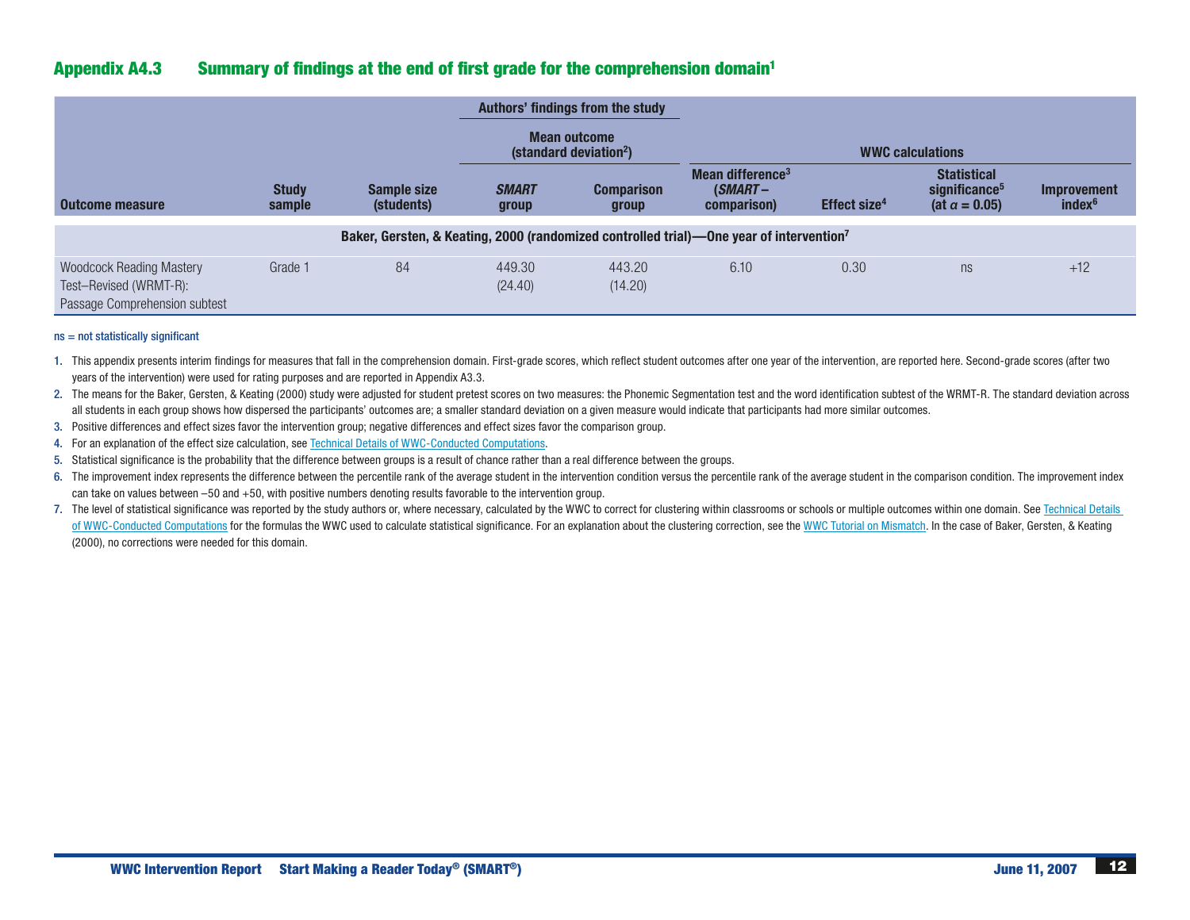## Appendix A4.3 Summary of findings at the end of first grade for the comprehension domain[1]

| Outcome measure | Study sample | Sample size (students) | Authors' findings from the study: Mean outcome (standard deviation[2]) — *SMART* group | Authors' findings from the study: Mean outcome (standard deviation[2]) — Comparison group | WWC calculations: Mean difference[3] (*SMART* – comparison) | WWC calculations: Effect size[4] | WWC calculations: Statistical significance[5] (at $\alpha = 0.05$) | WWC calculations: Improvement index[6] |
|---|---|---|---|---|---|---|---|---|
| **Baker, Gersten, & Keating, 2000 (randomized controlled trial)—One year of intervention[7]** | | | | | | | | |
| Woodcock Reading Mastery Test–Revised (WRMT-R): Passage Comprehension subtest | Grade 1 | 84 | 449.30 (24.40) | 443.20 (14.20) | 6.10 | 0.30 | ns | +12 |

ns = not statistically significant

1. This appendix presents interim findings for measures that fall in the comprehension domain. First-grade scores, which reflect student outcomes after one year of the intervention, are reported here. Second-grade scores (after two years of the intervention) were used for rating purposes and are reported in Appendix A3.3.
2. The means for the Baker, Gersten, & Keating (2000) study were adjusted for student pretest scores on two measures: the Phonemic Segmentation test and the word identification subtest of the WRMT-R. The standard deviation across all students in each group shows how dispersed the participants' outcomes are; a smaller standard deviation on a given measure would indicate that participants had more similar outcomes.
3. Positive differences and effect sizes favor the intervention group; negative differences and effect sizes favor the comparison group.
4. For an explanation of the effect size calculation, see Technical Details of WWC-Conducted Computations.
5. Statistical significance is the probability that the difference between groups is a result of chance rather than a real difference between the groups.
6. The improvement index represents the difference between the percentile rank of the average student in the intervention condition versus the percentile rank of the average student in the comparison condition. The improvement index can take on values between –50 and +50, with positive numbers denoting results favorable to the intervention group.
7. The level of statistical significance was reported by the study authors or, where necessary, calculated by the WWC to correct for clustering within classrooms or schools or multiple outcomes within one domain. See Technical Details of WWC-Conducted Computations for the formulas the WWC used to calculate statistical significance. For an explanation about the clustering correction, see the WWC Tutorial on Mismatch. In the case of Baker, Gersten, & Keating (2000), no corrections were needed for this domain.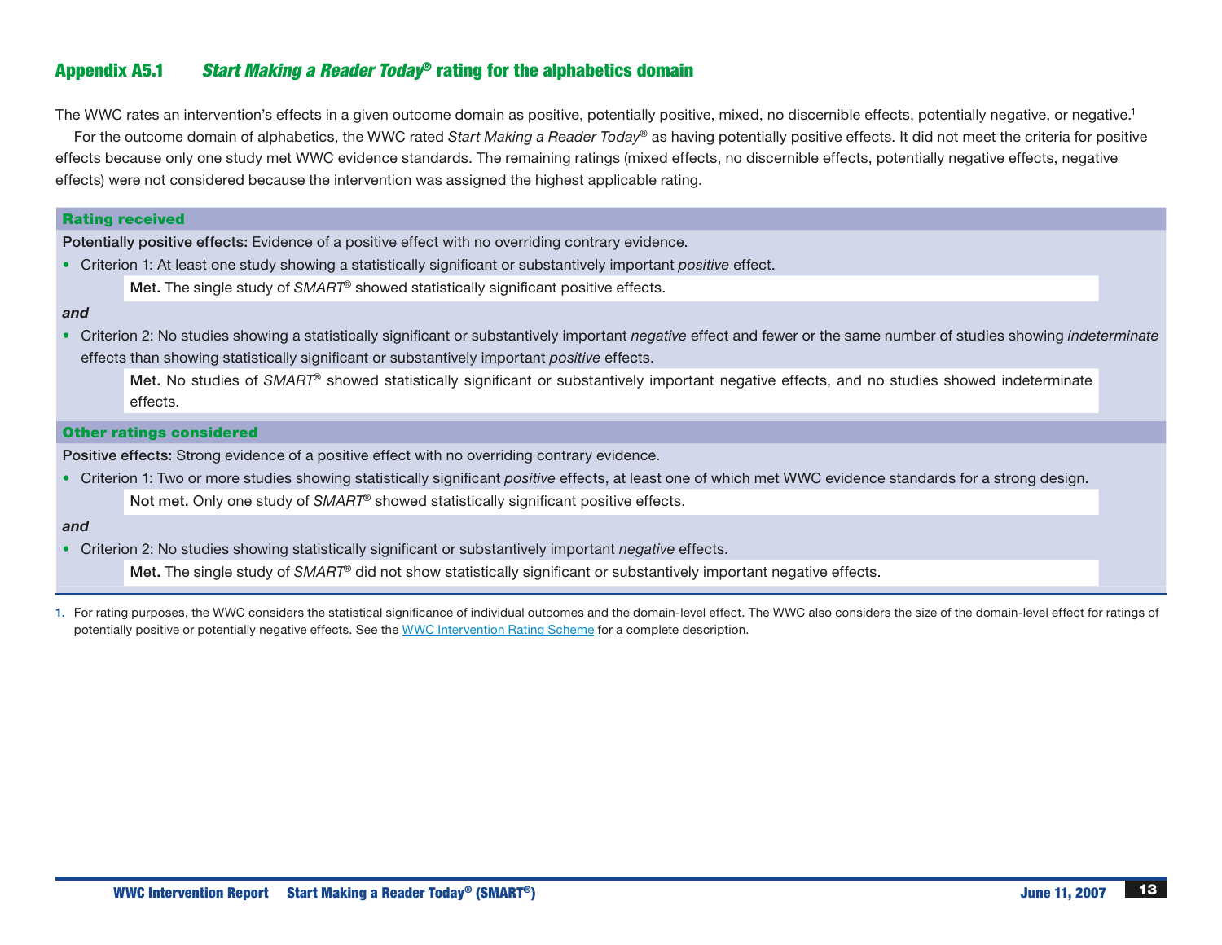## Appendix A5.1 *Start Making a Reader Today*® rating for the alphabetics domain

The WWC rates an intervention's effects in a given outcome domain as positive, potentially positive, mixed, no discernible effects, potentially negative, or negative.[1]

For the outcome domain of alphabetics, the WWC rated *Start Making a Reader Today*® as having potentially positive effects. It did not meet the criteria for positive effects because only one study met WWC evidence standards. The remaining ratings (mixed effects, no discernible effects, potentially negative effects, negative effects) were not considered because the intervention was assigned the highest applicable rating.

### Rating received

**Potentially positive effects:** Evidence of a positive effect with no overriding contrary evidence.

- Criterion 1: At least one study showing a statistically significant or substantively important *positive* effect.

  **Met.** The single study of *SMART*® showed statistically significant positive effects.

***and***

- Criterion 2: No studies showing a statistically significant or substantively important *negative* effect and fewer or the same number of studies showing *indeterminate* effects than showing statistically significant or substantively important *positive* effects.

  **Met.** No studies of *SMART*® showed statistically significant or substantively important negative effects, and no studies showed indeterminate effects.

### Other ratings considered

**Positive effects:** Strong evidence of a positive effect with no overriding contrary evidence.

- Criterion 1: Two or more studies showing statistically significant *positive* effects, at least one of which met WWC evidence standards for a strong design.

  **Not met.** Only one study of *SMART*® showed statistically significant positive effects.

***and***

- Criterion 2: No studies showing statistically significant or substantively important *negative* effects.

  **Met.** The single study of *SMART*® did not show statistically significant or substantively important negative effects.

1. For rating purposes, the WWC considers the statistical significance of individual outcomes and the domain-level effect. The WWC also considers the size of the domain-level effect for ratings of potentially positive or potentially negative effects. See the WWC Intervention Rating Scheme for a complete description.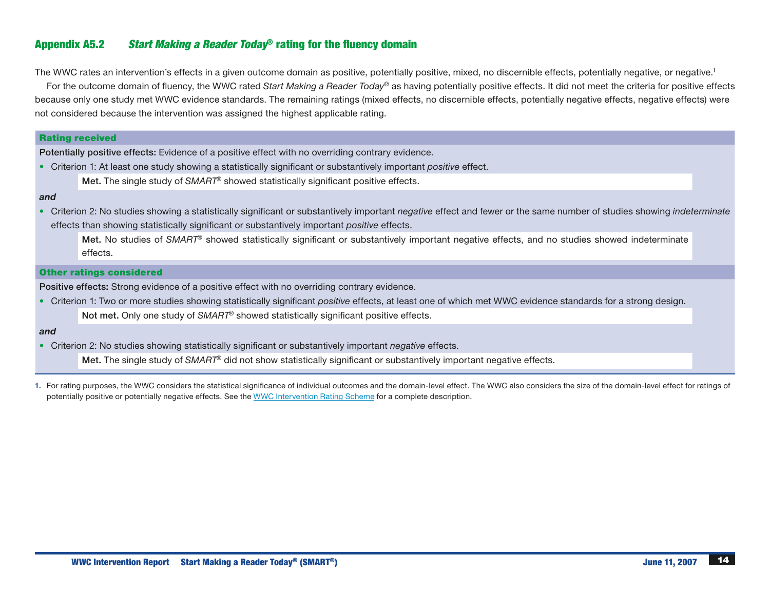## Appendix A5.2 *Start Making a Reader Today*® rating for the fluency domain

The WWC rates an intervention's effects in a given outcome domain as positive, potentially positive, mixed, no discernible effects, potentially negative, or negative.[1]

For the outcome domain of fluency, the WWC rated *Start Making a Reader Today*® as having potentially positive effects. It did not meet the criteria for positive effects because only one study met WWC evidence standards. The remaining ratings (mixed effects, no discernible effects, potentially negative effects, negative effects) were not considered because the intervention was assigned the highest applicable rating.

### Rating received

**Potentially positive effects:** Evidence of a positive effect with no overriding contrary evidence.

- Criterion 1: At least one study showing a statistically significant or substantively important *positive* effect.

  **Met.** The single study of *SMART*® showed statistically significant positive effects.

***and***

- Criterion 2: No studies showing a statistically significant or substantively important *negative* effect and fewer or the same number of studies showing *indeterminate* effects than showing statistically significant or substantively important *positive* effects.

  **Met.** No studies of *SMART*® showed statistically significant or substantively important negative effects, and no studies showed indeterminate effects.

### Other ratings considered

**Positive effects:** Strong evidence of a positive effect with no overriding contrary evidence.

- Criterion 1: Two or more studies showing statistically significant *positive* effects, at least one of which met WWC evidence standards for a strong design.

  **Not met.** Only one study of *SMART*® showed statistically significant positive effects.

***and***

- Criterion 2: No studies showing statistically significant or substantively important *negative* effects.

  **Met.** The single study of *SMART*® did not show statistically significant or substantively important negative effects.

1. For rating purposes, the WWC considers the statistical significance of individual outcomes and the domain-level effect. The WWC also considers the size of the domain-level effect for ratings of potentially positive or potentially negative effects. See the WWC Intervention Rating Scheme for a complete description.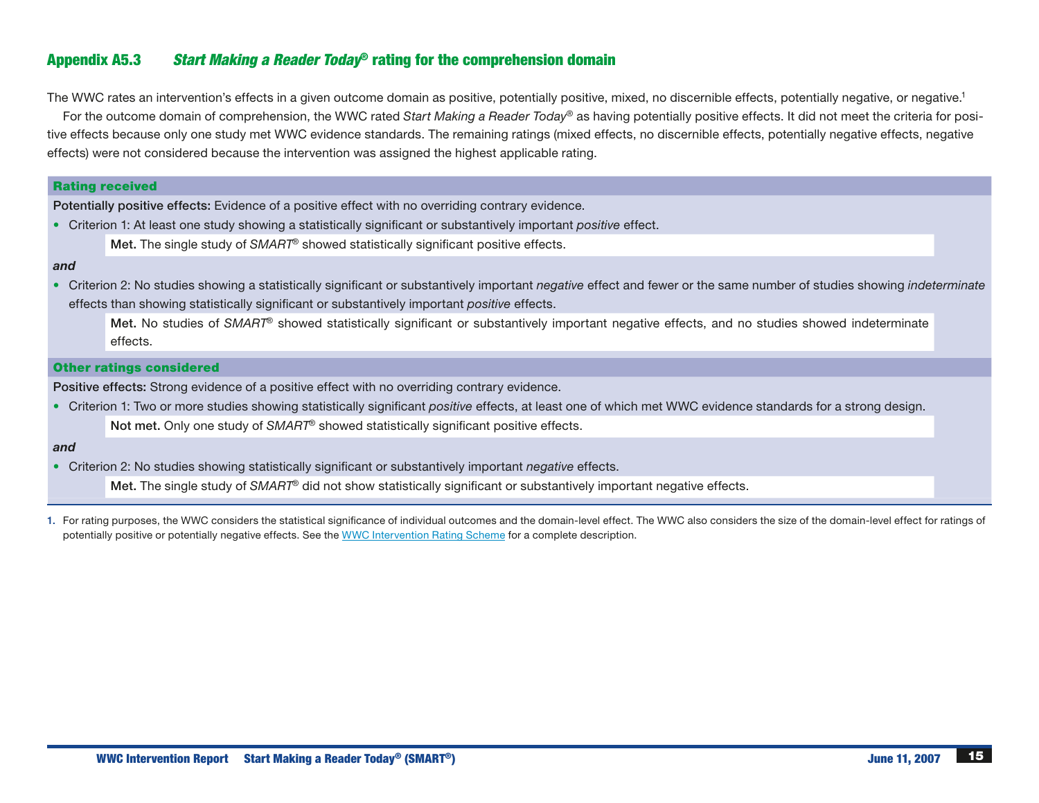## Appendix A5.3 *Start Making a Reader Today®* rating for the comprehension domain

The WWC rates an intervention's effects in a given outcome domain as positive, potentially positive, mixed, no discernible effects, potentially negative, or negative.[1]

For the outcome domain of comprehension, the WWC rated *Start Making a Reader Today®* as having potentially positive effects. It did not meet the criteria for positive effects because only one study met WWC evidence standards. The remaining ratings (mixed effects, no discernible effects, potentially negative effects, negative effects) were not considered because the intervention was assigned the highest applicable rating.

### Rating received

**Potentially positive effects:** Evidence of a positive effect with no overriding contrary evidence.

- Criterion 1: At least one study showing a statistically significant or substantively important *positive* effect.

  **Met.** The single study of *SMART®* showed statistically significant positive effects.

***and***

- Criterion 2: No studies showing a statistically significant or substantively important *negative* effect and fewer or the same number of studies showing *indeterminate* effects than showing statistically significant or substantively important *positive* effects.

  **Met.** No studies of *SMART®* showed statistically significant or substantively important negative effects, and no studies showed indeterminate effects.

### Other ratings considered

**Positive effects:** Strong evidence of a positive effect with no overriding contrary evidence.

- Criterion 1: Two or more studies showing statistically significant *positive* effects, at least one of which met WWC evidence standards for a strong design.

  **Not met.** Only one study of *SMART®* showed statistically significant positive effects.

***and***

- Criterion 2: No studies showing statistically significant or substantively important *negative* effects.

  **Met.** The single study of *SMART®* did not show statistically significant or substantively important negative effects.

1. For rating purposes, the WWC considers the statistical significance of individual outcomes and the domain-level effect. The WWC also considers the size of the domain-level effect for ratings of potentially positive or potentially negative effects. See the WWC Intervention Rating Scheme for a complete description.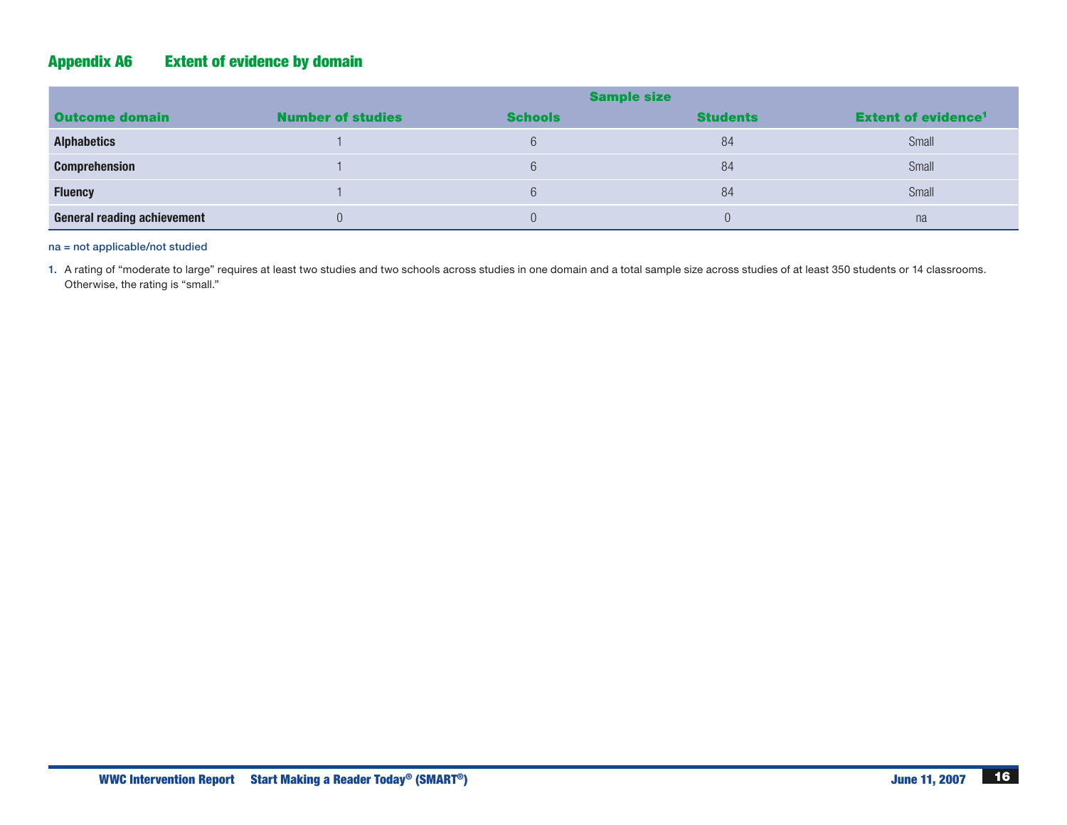## Appendix A6 Extent of evidence by domain

| | | Sample size | | |
|---|---|---|---|---|
| **Outcome domain** | **Number of studies** | **Schools** | **Students** | **Extent of evidence**[1] |
| **Alphabetics** | 1 | 6 | 84 | Small |
| **Comprehension** | 1 | 6 | 84 | Small |
| **Fluency** | 1 | 6 | 84 | Small |
| **General reading achievement** | 0 | 0 | 0 | na |

na = not applicable/not studied

1. A rating of "moderate to large" requires at least two studies and two schools across studies in one domain and a total sample size across studies of at least 350 students or 14 classrooms. Otherwise, the rating is "small."